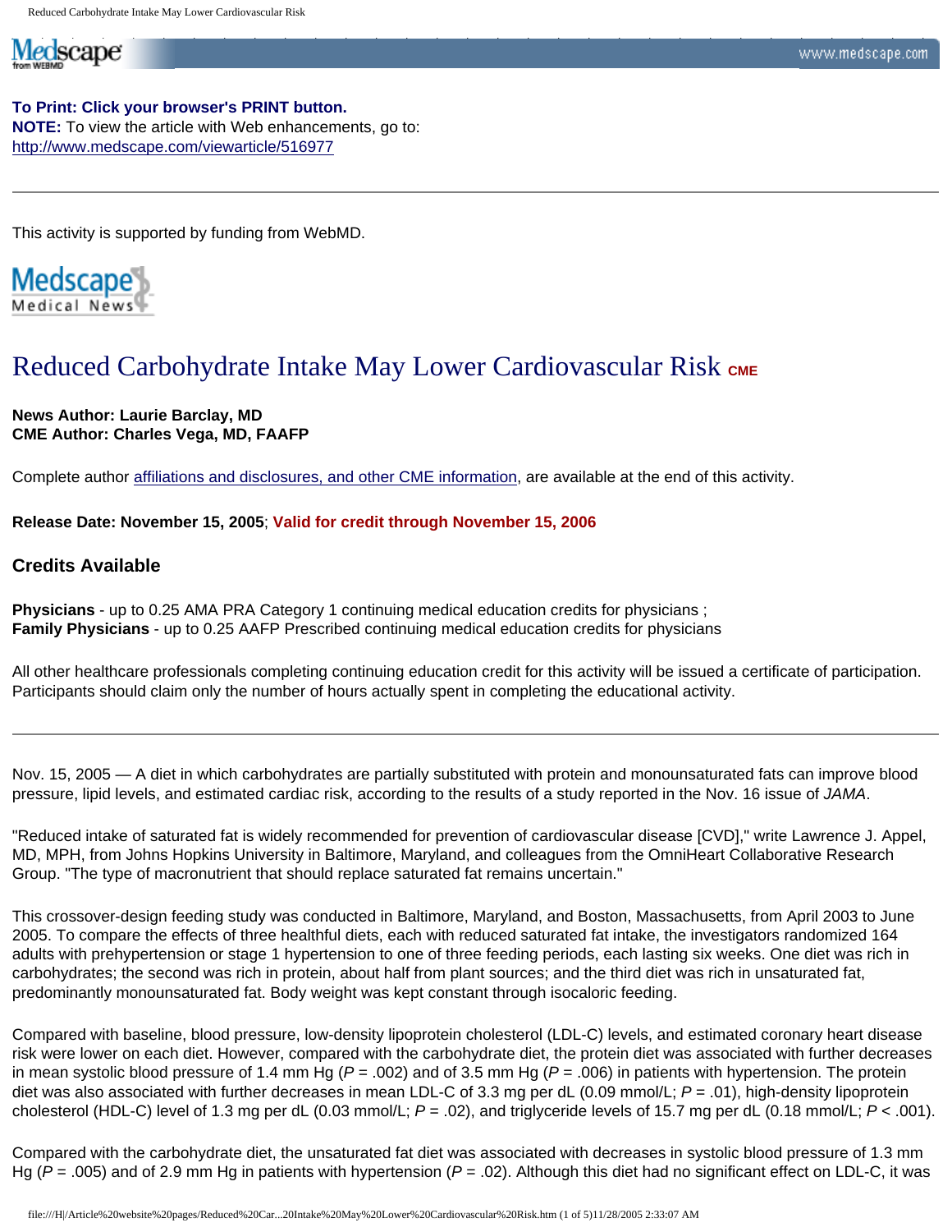**To Print: Click your browser's PRINT button.**
**NOTE:** To view the article with Web enhancements, go to:
http://www.medscape.com/viewarticle/516977

---

This activity is supported by funding from WebMD.

Medscape Medical News

# Reduced Carbohydrate Intake May Lower Cardiovascular Risk CME

**News Author: Laurie Barclay, MD**
**CME Author: Charles Vega, MD, FAAFP**

Complete author affiliations and disclosures, and other CME information, are available at the end of this activity.

**Release Date: November 15, 2005**; **Valid for credit through November 15, 2006**

### Credits Available

**Physicians** - up to 0.25 AMA PRA Category 1 continuing medical education credits for physicians ;
**Family Physicians** - up to 0.25 AAFP Prescribed continuing medical education credits for physicians

All other healthcare professionals completing continuing education credit for this activity will be issued a certificate of participation. Participants should claim only the number of hours actually spent in completing the educational activity.

---

Nov. 15, 2005 — A diet in which carbohydrates are partially substituted with protein and monounsaturated fats can improve blood pressure, lipid levels, and estimated cardiac risk, according to the results of a study reported in the Nov. 16 issue of *JAMA*.

"Reduced intake of saturated fat is widely recommended for prevention of cardiovascular disease [CVD]," write Lawrence J. Appel, MD, MPH, from Johns Hopkins University in Baltimore, Maryland, and colleagues from the OmniHeart Collaborative Research Group. "The type of macronutrient that should replace saturated fat remains uncertain."

This crossover-design feeding study was conducted in Baltimore, Maryland, and Boston, Massachusetts, from April 2003 to June 2005. To compare the effects of three healthful diets, each with reduced saturated fat intake, the investigators randomized 164 adults with prehypertension or stage 1 hypertension to one of three feeding periods, each lasting six weeks. One diet was rich in carbohydrates; the second was rich in protein, about half from plant sources; and the third diet was rich in unsaturated fat, predominantly monounsaturated fat. Body weight was kept constant through isocaloric feeding.

Compared with baseline, blood pressure, low-density lipoprotein cholesterol (LDL-C) levels, and estimated coronary heart disease risk were lower on each diet. However, compared with the carbohydrate diet, the protein diet was associated with further decreases in mean systolic blood pressure of 1.4 mm Hg ($P = .002$) and of 3.5 mm Hg ($P = .006$) in patients with hypertension. The protein diet was also associated with further decreases in mean LDL-C of 3.3 mg per dL (0.09 mmol/L; $P = .01$), high-density lipoprotein cholesterol (HDL-C) level of 1.3 mg per dL (0.03 mmol/L; $P = .02$), and triglyceride levels of 15.7 mg per dL (0.18 mmol/L; $P < .001$).

Compared with the carbohydrate diet, the unsaturated fat diet was associated with decreases in systolic blood pressure of 1.3 mm Hg ($P = .005$) and of 2.9 mm Hg in patients with hypertension ($P = .02$). Although this diet had no significant effect on LDL-C, it was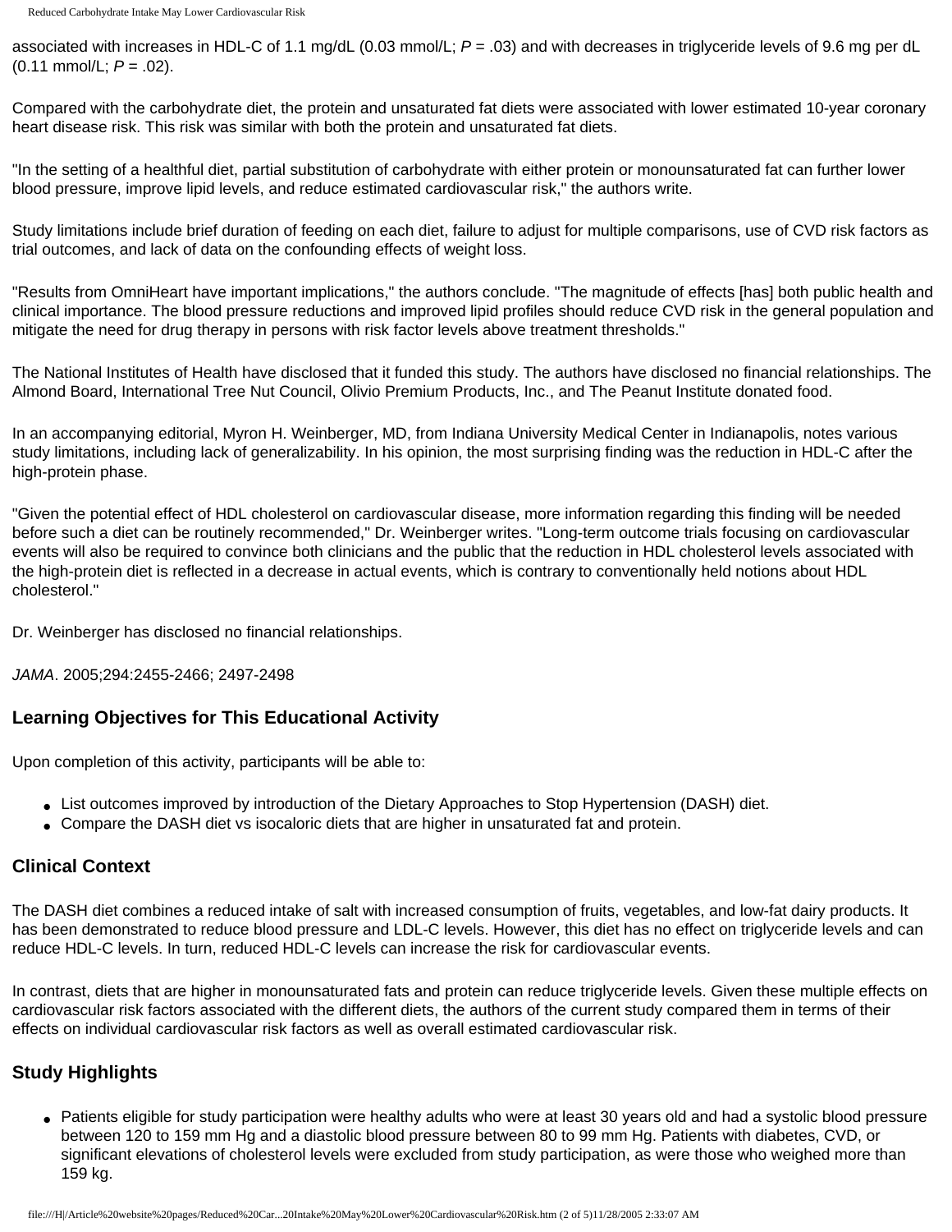associated with increases in HDL-C of 1.1 mg/dL (0.03 mmol/L; $P = .03$) and with decreases in triglyceride levels of 9.6 mg per dL (0.11 mmol/L; $P = .02$).

Compared with the carbohydrate diet, the protein and unsaturated fat diets were associated with lower estimated 10-year coronary heart disease risk. This risk was similar with both the protein and unsaturated fat diets.

"In the setting of a healthful diet, partial substitution of carbohydrate with either protein or monounsaturated fat can further lower blood pressure, improve lipid levels, and reduce estimated cardiovascular risk," the authors write.

Study limitations include brief duration of feeding on each diet, failure to adjust for multiple comparisons, use of CVD risk factors as trial outcomes, and lack of data on the confounding effects of weight loss.

"Results from OmniHeart have important implications," the authors conclude. "The magnitude of effects [has] both public health and clinical importance. The blood pressure reductions and improved lipid profiles should reduce CVD risk in the general population and mitigate the need for drug therapy in persons with risk factor levels above treatment thresholds."

The National Institutes of Health have disclosed that it funded this study. The authors have disclosed no financial relationships. The Almond Board, International Tree Nut Council, Olivio Premium Products, Inc., and The Peanut Institute donated food.

In an accompanying editorial, Myron H. Weinberger, MD, from Indiana University Medical Center in Indianapolis, notes various study limitations, including lack of generalizability. In his opinion, the most surprising finding was the reduction in HDL-C after the high-protein phase.

"Given the potential effect of HDL cholesterol on cardiovascular disease, more information regarding this finding will be needed before such a diet can be routinely recommended," Dr. Weinberger writes. "Long-term outcome trials focusing on cardiovascular events will also be required to convince both clinicians and the public that the reduction in HDL cholesterol levels associated with the high-protein diet is reflected in a decrease in actual events, which is contrary to conventionally held notions about HDL cholesterol."

Dr. Weinberger has disclosed no financial relationships.

*JAMA*. 2005;294:2455-2466; 2497-2498

### Learning Objectives for This Educational Activity

Upon completion of this activity, participants will be able to:

- List outcomes improved by introduction of the Dietary Approaches to Stop Hypertension (DASH) diet.
- Compare the DASH diet vs isocaloric diets that are higher in unsaturated fat and protein.

### Clinical Context

The DASH diet combines a reduced intake of salt with increased consumption of fruits, vegetables, and low-fat dairy products. It has been demonstrated to reduce blood pressure and LDL-C levels. However, this diet has no effect on triglyceride levels and can reduce HDL-C levels. In turn, reduced HDL-C levels can increase the risk for cardiovascular events.

In contrast, diets that are higher in monounsaturated fats and protein can reduce triglyceride levels. Given these multiple effects on cardiovascular risk factors associated with the different diets, the authors of the current study compared them in terms of their effects on individual cardiovascular risk factors as well as overall estimated cardiovascular risk.

### Study Highlights

- Patients eligible for study participation were healthy adults who were at least 30 years old and had a systolic blood pressure between 120 to 159 mm Hg and a diastolic blood pressure between 80 to 99 mm Hg. Patients with diabetes, CVD, or significant elevations of cholesterol levels were excluded from study participation, as were those who weighed more than 159 kg.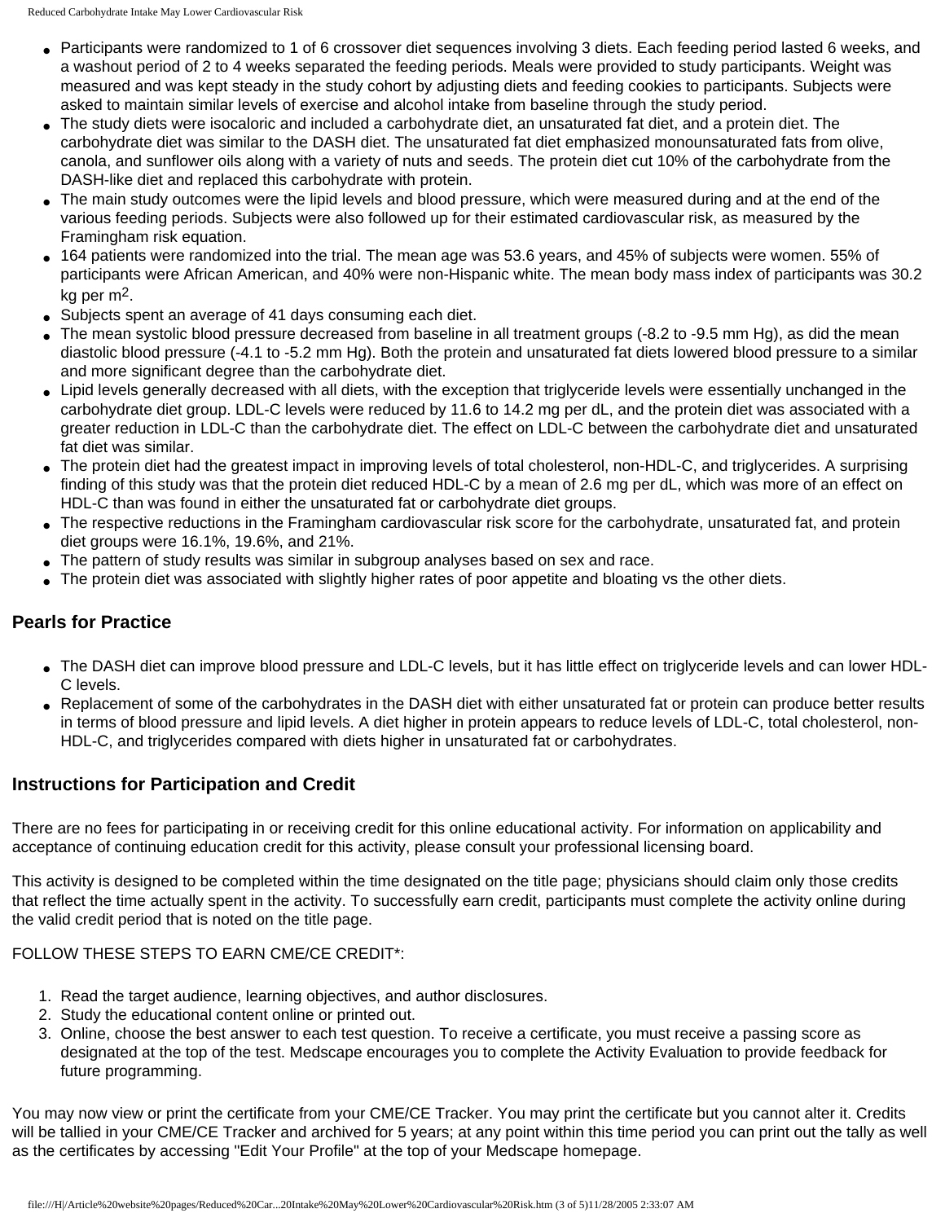- Participants were randomized to 1 of 6 crossover diet sequences involving 3 diets. Each feeding period lasted 6 weeks, and a washout period of 2 to 4 weeks separated the feeding periods. Meals were provided to study participants. Weight was measured and was kept steady in the study cohort by adjusting diets and feeding cookies to participants. Subjects were asked to maintain similar levels of exercise and alcohol intake from baseline through the study period.
- The study diets were isocaloric and included a carbohydrate diet, an unsaturated fat diet, and a protein diet. The carbohydrate diet was similar to the DASH diet. The unsaturated fat diet emphasized monounsaturated fats from olive, canola, and sunflower oils along with a variety of nuts and seeds. The protein diet cut 10% of the carbohydrate from the DASH-like diet and replaced this carbohydrate with protein.
- The main study outcomes were the lipid levels and blood pressure, which were measured during and at the end of the various feeding periods. Subjects were also followed up for their estimated cardiovascular risk, as measured by the Framingham risk equation.
- 164 patients were randomized into the trial. The mean age was 53.6 years, and 45% of subjects were women. 55% of participants were African American, and 40% were non-Hispanic white. The mean body mass index of participants was 30.2 kg per $m^2$.
- Subjects spent an average of 41 days consuming each diet.
- The mean systolic blood pressure decreased from baseline in all treatment groups (-8.2 to -9.5 mm Hg), as did the mean diastolic blood pressure (-4.1 to -5.2 mm Hg). Both the protein and unsaturated fat diets lowered blood pressure to a similar and more significant degree than the carbohydrate diet.
- Lipid levels generally decreased with all diets, with the exception that triglyceride levels were essentially unchanged in the carbohydrate diet group. LDL-C levels were reduced by 11.6 to 14.2 mg per dL, and the protein diet was associated with a greater reduction in LDL-C than the carbohydrate diet. The effect on LDL-C between the carbohydrate diet and unsaturated fat diet was similar.
- The protein diet had the greatest impact in improving levels of total cholesterol, non-HDL-C, and triglycerides. A surprising finding of this study was that the protein diet reduced HDL-C by a mean of 2.6 mg per dL, which was more of an effect on HDL-C than was found in either the unsaturated fat or carbohydrate diet groups.
- The respective reductions in the Framingham cardiovascular risk score for the carbohydrate, unsaturated fat, and protein diet groups were 16.1%, 19.6%, and 21%.
- The pattern of study results was similar in subgroup analyses based on sex and race.
- The protein diet was associated with slightly higher rates of poor appetite and bloating vs the other diets.

## Pearls for Practice

- The DASH diet can improve blood pressure and LDL-C levels, but it has little effect on triglyceride levels and can lower HDL-C levels.
- Replacement of some of the carbohydrates in the DASH diet with either unsaturated fat or protein can produce better results in terms of blood pressure and lipid levels. A diet higher in protein appears to reduce levels of LDL-C, total cholesterol, non-HDL-C, and triglycerides compared with diets higher in unsaturated fat or carbohydrates.

## Instructions for Participation and Credit

There are no fees for participating in or receiving credit for this online educational activity. For information on applicability and acceptance of continuing education credit for this activity, please consult your professional licensing board.

This activity is designed to be completed within the time designated on the title page; physicians should claim only those credits that reflect the time actually spent in the activity. To successfully earn credit, participants must complete the activity online during the valid credit period that is noted on the title page.

FOLLOW THESE STEPS TO EARN CME/CE CREDIT*:

1. Read the target audience, learning objectives, and author disclosures.
2. Study the educational content online or printed out.
3. Online, choose the best answer to each test question. To receive a certificate, you must receive a passing score as designated at the top of the test. Medscape encourages you to complete the Activity Evaluation to provide feedback for future programming.

You may now view or print the certificate from your CME/CE Tracker. You may print the certificate but you cannot alter it. Credits will be tallied in your CME/CE Tracker and archived for 5 years; at any point within this time period you can print out the tally as well as the certificates by accessing "Edit Your Profile" at the top of your Medscape homepage.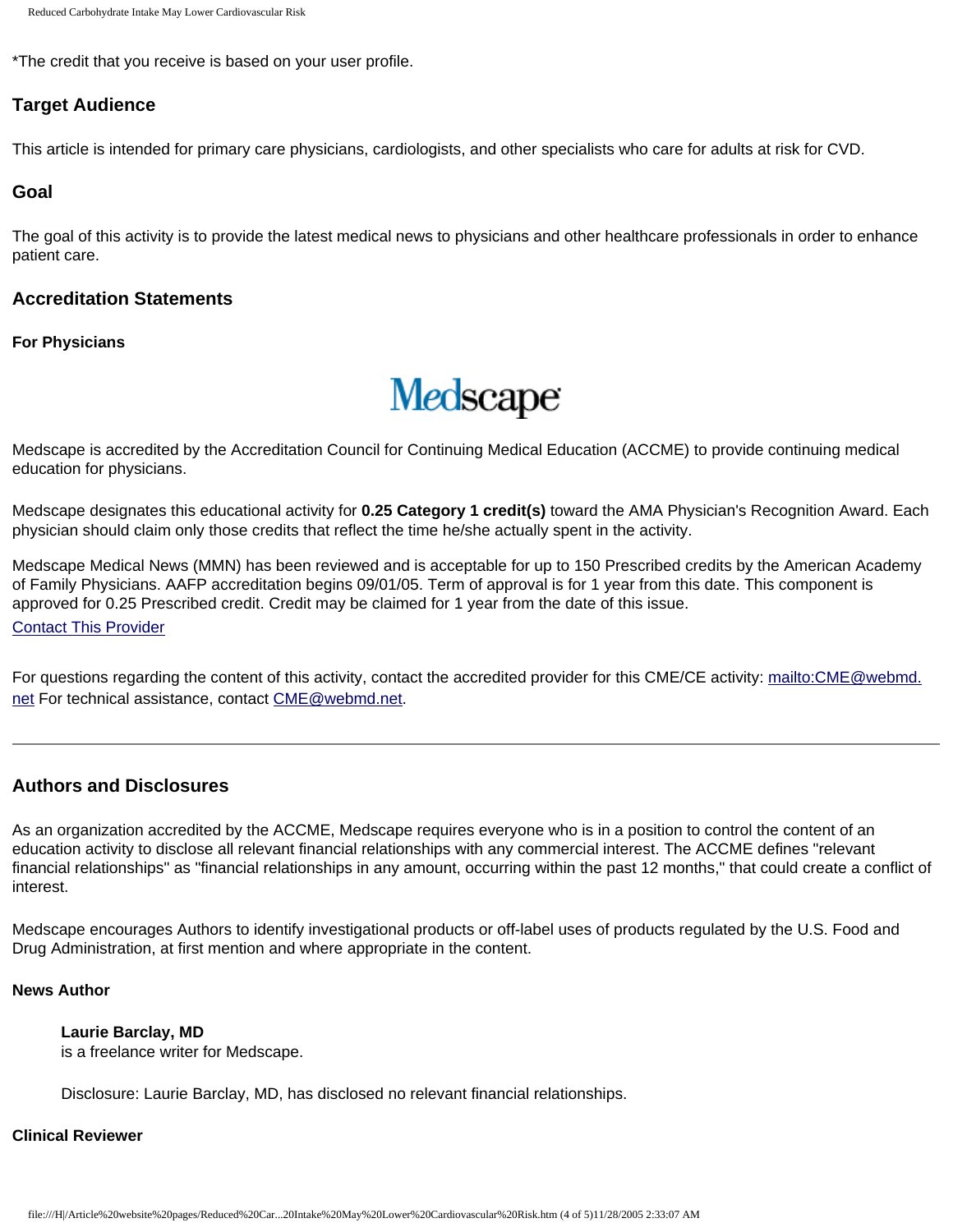*The credit that you receive is based on your user profile.

### Target Audience

This article is intended for primary care physicians, cardiologists, and other specialists who care for adults at risk for CVD.

### Goal

The goal of this activity is to provide the latest medical news to physicians and other healthcare professionals in order to enhance patient care.

### Accreditation Statements

#### For Physicians

Medscape

Medscape is accredited by the Accreditation Council for Continuing Medical Education (ACCME) to provide continuing medical education for physicians.

Medscape designates this educational activity for **0.25 Category 1 credit(s)** toward the AMA Physician's Recognition Award. Each physician should claim only those credits that reflect the time he/she actually spent in the activity.

Medscape Medical News (MMN) has been reviewed and is acceptable for up to 150 Prescribed credits by the American Academy of Family Physicians. AAFP accreditation begins 09/01/05. Term of approval is for 1 year from this date. This component is approved for 0.25 Prescribed credit. Credit may be claimed for 1 year from the date of this issue.

Contact This Provider

For questions regarding the content of this activity, contact the accredited provider for this CME/CE activity: mailto:CME@webmd.net For technical assistance, contact CME@webmd.net.

---

### Authors and Disclosures

As an organization accredited by the ACCME, Medscape requires everyone who is in a position to control the content of an education activity to disclose all relevant financial relationships with any commercial interest. The ACCME defines "relevant financial relationships" as "financial relationships in any amount, occurring within the past 12 months," that could create a conflict of interest.

Medscape encourages Authors to identify investigational products or off-label uses of products regulated by the U.S. Food and Drug Administration, at first mention and where appropriate in the content.

#### News Author

**Laurie Barclay, MD**
is a freelance writer for Medscape.

Disclosure: Laurie Barclay, MD, has disclosed no relevant financial relationships.

#### Clinical Reviewer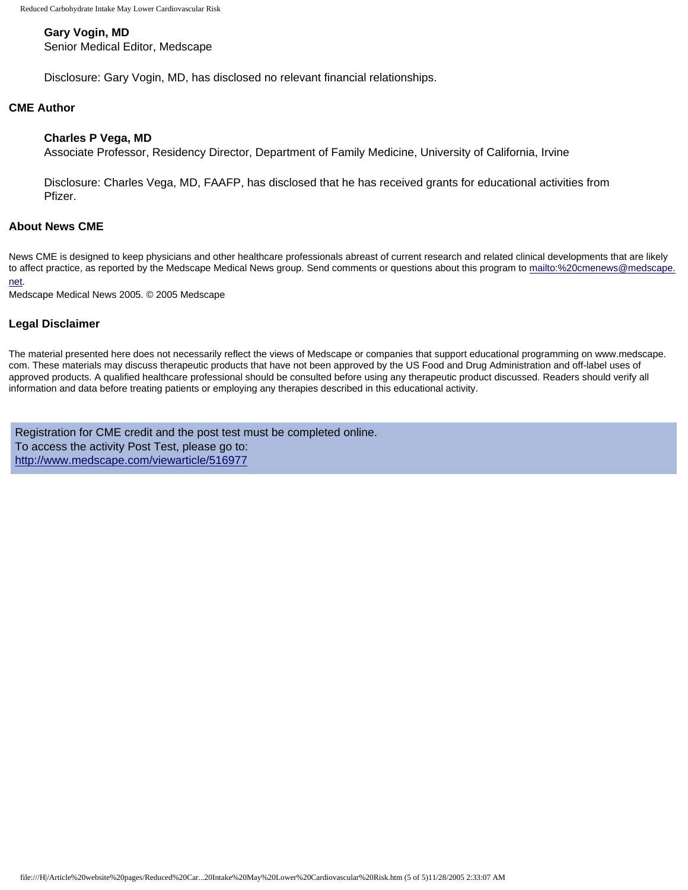**Gary Vogin, MD**
Senior Medical Editor, Medscape

Disclosure: Gary Vogin, MD, has disclosed no relevant financial relationships.

### CME Author

**Charles P Vega, MD**
Associate Professor, Residency Director, Department of Family Medicine, University of California, Irvine

Disclosure: Charles Vega, MD, FAAFP, has disclosed that he has received grants for educational activities from Pfizer.

### About News CME

News CME is designed to keep physicians and other healthcare professionals abreast of current research and related clinical developments that are likely to affect practice, as reported by the Medscape Medical News group. Send comments or questions about this program to mailto:%20cmenews@medscape.net.

Medscape Medical News 2005. © 2005 Medscape

### Legal Disclaimer

The material presented here does not necessarily reflect the views of Medscape or companies that support educational programming on www.medscape.com. These materials may discuss therapeutic products that have not been approved by the US Food and Drug Administration and off-label uses of approved products. A qualified healthcare professional should be consulted before using any therapeutic product discussed. Readers should verify all information and data before treating patients or employing any therapies described in this educational activity.

Registration for CME credit and the post test must be completed online.
To access the activity Post Test, please go to:
http://www.medscape.com/viewarticle/516977